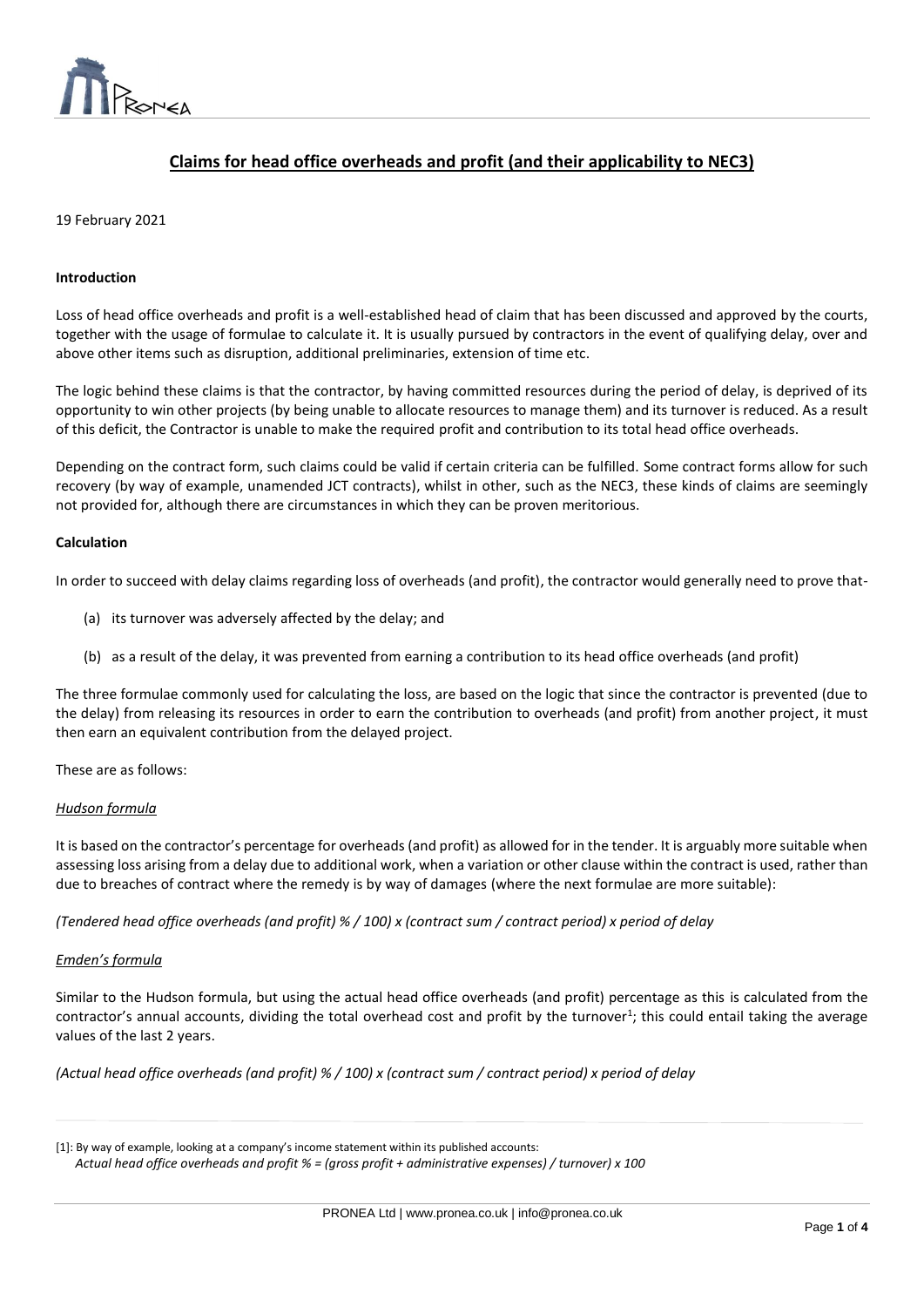# Claims for head office overheads and profit (and their applicability to NEC3)

19 February 2021

**Introduction**

Loss of head office overheads and profit is a well-established head of claim that has been discussed and approved by the courts, together with the usage of formulae to calculate it. It is usually pursued by contractors in the event of qualifying delay, over and above other items such as disruption, additional preliminaries, extension of time etc.

The logic behind these claims is that the contractor, by having committed resources during the period of delay, is deprived of its opportunity to win other projects (by being unable to allocate resources to manage them) and its turnover is reduced. As a result of this deficit, the Contractor is unable to make the required profit and contribution to its total head office overheads.

Depending on the contract form, such claims could be valid if certain criteria can be fulfilled. Some contract forms allow for such recovery (by way of example, unamended JCT contracts), whilst in other, such as the NEC3, these kinds of claims are seemingly not provided for, although there are circumstances in which they can be proven meritorious.

**Calculation**

In order to succeed with delay claims regarding loss of overheads (and profit), the contractor would generally need to prove that-

(a) its turnover was adversely affected by the delay; and

(b) as a result of the delay, it was prevented from earning a contribution to its head office overheads (and profit)

The three formulae commonly used for calculating the loss, are based on the logic that since the contractor is prevented (due to the delay) from releasing its resources in order to earn the contribution to overheads (and profit) from another project, it must then earn an equivalent contribution from the delayed project.

These are as follows:

*Hudson formula*

It is based on the contractor's percentage for overheads (and profit) as allowed for in the tender. It is arguably more suitable when assessing loss arising from a delay due to additional work, when a variation or other clause within the contract is used, rather than due to breaches of contract where the remedy is by way of damages (where the next formulae are more suitable):

*(Tendered head office overheads (and profit) % / 100) x (contract sum / contract period) x period of delay*

*Emden's formula*

Similar to the Hudson formula, but using the actual head office overheads (and profit) percentage as this is calculated from the contractor's annual accounts, dividing the total overhead cost and profit by the turnover[1]; this could entail taking the average values of the last 2 years.

*(Actual head office overheads (and profit) % / 100) x (contract sum / contract period) x period of delay*

[1]: By way of example, looking at a company's income statement within its published accounts:
*Actual head office overheads and profit % = (gross profit + administrative expenses) / turnover) x 100*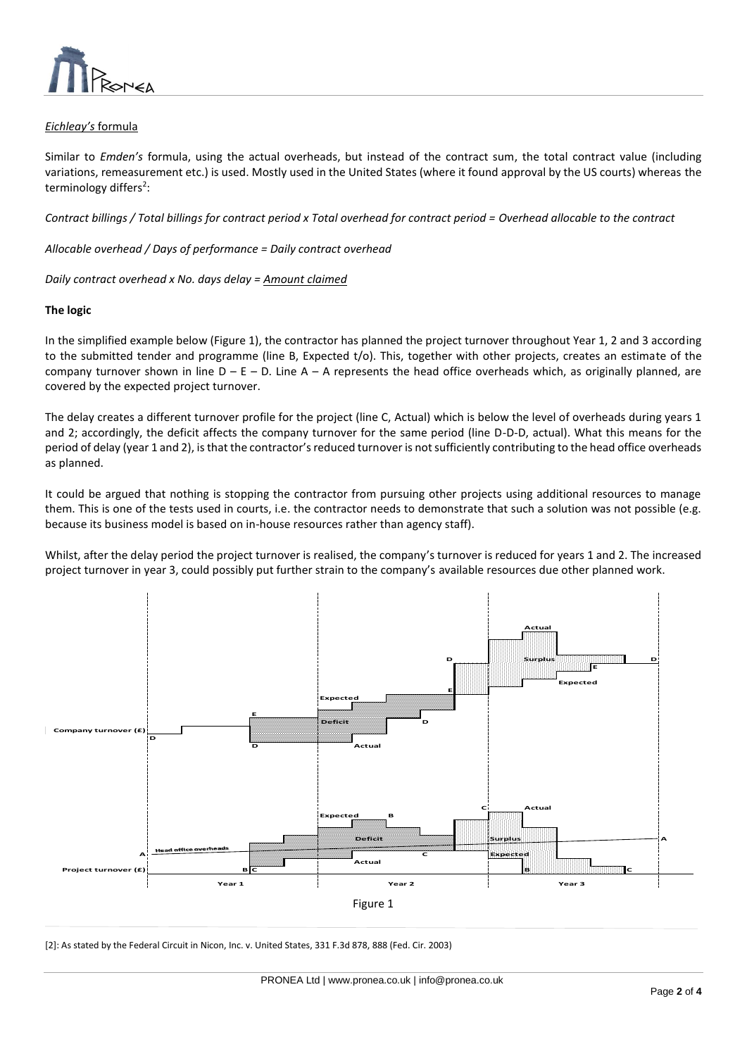*Eichleay's* formula

Similar to *Emden's* formula, using the actual overheads, but instead of the contract sum, the total contract value (including variations, remeasurement etc.) is used. Mostly used in the United States (where it found approval by the US courts) whereas the terminology differs[2]:

*Contract billings / Total billings for contract period x Total overhead for contract period = Overhead allocable to the contract*

*Allocable overhead / Days of performance = Daily contract overhead*

*Daily contract overhead x No. days delay = Amount claimed*

**The logic**

In the simplified example below (Figure 1), the contractor has planned the project turnover throughout Year 1, 2 and 3 according to the submitted tender and programme (line B, Expected t/o). This, together with other projects, creates an estimate of the company turnover shown in line D – E – D. Line A – A represents the head office overheads which, as originally planned, are covered by the expected project turnover.

The delay creates a different turnover profile for the project (line C, Actual) which is below the level of overheads during years 1 and 2; accordingly, the deficit affects the company turnover for the same period (line D-D-D, actual). What this means for the period of delay (year 1 and 2), is that the contractor's reduced turnover is not sufficiently contributing to the head office overheads as planned.

It could be argued that nothing is stopping the contractor from pursuing other projects using additional resources to manage them. This is one of the tests used in courts, i.e. the contractor needs to demonstrate that such a solution was not possible (e.g. because its business model is based on in-house resources rather than agency staff).

Whilst, after the delay period the project turnover is realised, the company's turnover is reduced for years 1 and 2. The increased project turnover in year 3, could possibly put further strain to the company's available resources due other planned work.

Figure 1

[2]: As stated by the Federal Circuit in Nicon, Inc. v. United States, 331 F.3d 878, 888 (Fed. Cir. 2003)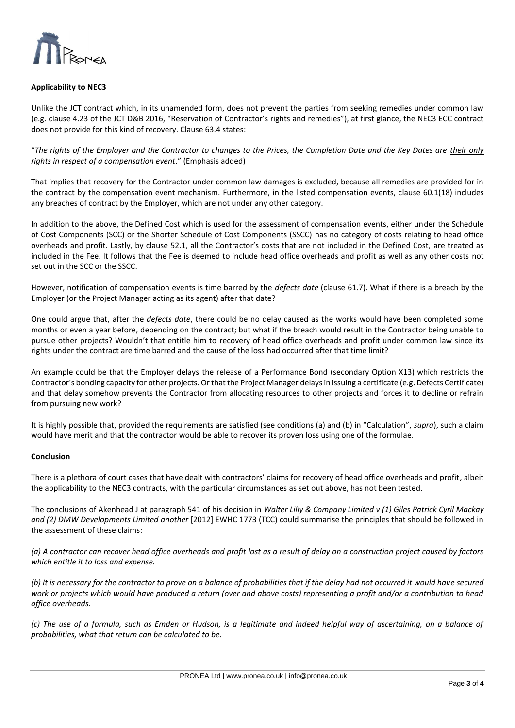**Applicability to NEC3**

Unlike the JCT contract which, in its unamended form, does not prevent the parties from seeking remedies under common law (e.g. clause 4.23 of the JCT D&B 2016, "Reservation of Contractor's rights and remedies"), at first glance, the NEC3 ECC contract does not provide for this kind of recovery. Clause 63.4 states:

"*The rights of the Employer and the Contractor to changes to the Prices, the Completion Date and the Key Dates are <u>their only rights in respect of a compensation event</u>.*" (Emphasis added)

That implies that recovery for the Contractor under common law damages is excluded, because all remedies are provided for in the contract by the compensation event mechanism. Furthermore, in the listed compensation events, clause 60.1(18) includes any breaches of contract by the Employer, which are not under any other category.

In addition to the above, the Defined Cost which is used for the assessment of compensation events, either under the Schedule of Cost Components (SCC) or the Shorter Schedule of Cost Components (SSCC) has no category of costs relating to head office overheads and profit. Lastly, by clause 52.1, all the Contractor's costs that are not included in the Defined Cost, are treated as included in the Fee. It follows that the Fee is deemed to include head office overheads and profit as well as any other costs not set out in the SCC or the SSCC.

However, notification of compensation events is time barred by the *defects date* (clause 61.7). What if there is a breach by the Employer (or the Project Manager acting as its agent) after that date?

One could argue that, after the *defects date*, there could be no delay caused as the works would have been completed some months or even a year before, depending on the contract; but what if the breach would result in the Contractor being unable to pursue other projects? Wouldn't that entitle him to recovery of head office overheads and profit under common law since its rights under the contract are time barred and the cause of the loss had occurred after that time limit?

An example could be that the Employer delays the release of a Performance Bond (secondary Option X13) which restricts the Contractor's bonding capacity for other projects. Or that the Project Manager delays in issuing a certificate (e.g. Defects Certificate) and that delay somehow prevents the Contractor from allocating resources to other projects and forces it to decline or refrain from pursuing new work?

It is highly possible that, provided the requirements are satisfied (see conditions (a) and (b) in "Calculation", *supra*), such a claim would have merit and that the contractor would be able to recover its proven loss using one of the formulae.

**Conclusion**

There is a plethora of court cases that have dealt with contractors' claims for recovery of head office overheads and profit, albeit the applicability to the NEC3 contracts, with the particular circumstances as set out above, has not been tested.

The conclusions of Akenhead J at paragraph 541 of his decision in *Walter Lilly & Company Limited v (1) Giles Patrick Cyril Mackay and (2) DMW Developments Limited another* [2012] EWHC 1773 (TCC) could summarise the principles that should be followed in the assessment of these claims:

*(a) A contractor can recover head office overheads and profit lost as a result of delay on a construction project caused by factors which entitle it to loss and expense.*

*(b) It is necessary for the contractor to prove on a balance of probabilities that if the delay had not occurred it would have secured work or projects which would have produced a return (over and above costs) representing a profit and/or a contribution to head office overheads.*

*(c) The use of a formula, such as Emden or Hudson, is a legitimate and indeed helpful way of ascertaining, on a balance of probabilities, what that return can be calculated to be.*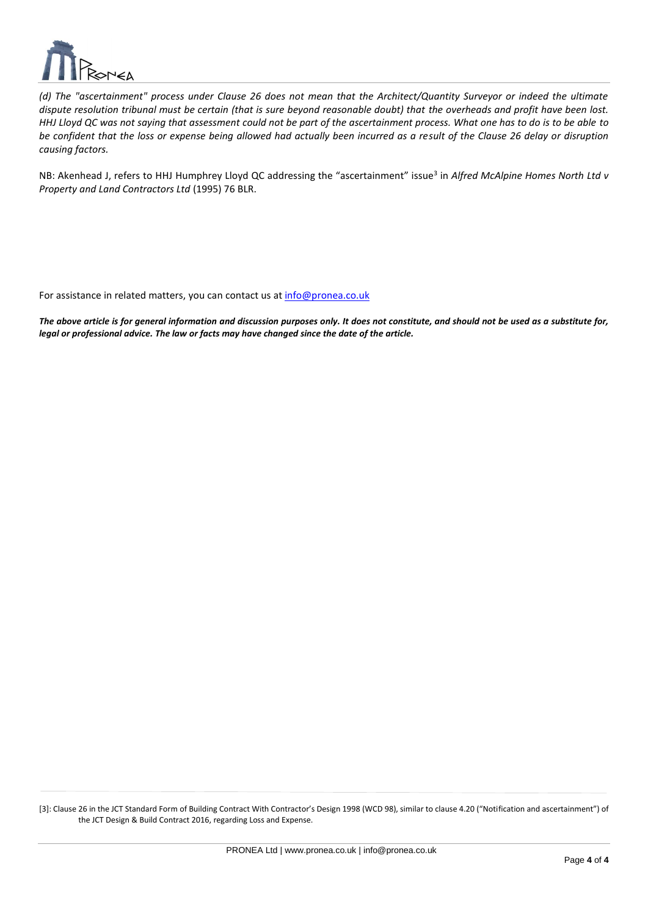*(d) The "ascertainment" process under Clause 26 does not mean that the Architect/Quantity Surveyor or indeed the ultimate dispute resolution tribunal must be certain (that is sure beyond reasonable doubt) that the overheads and profit have been lost. HHJ Lloyd QC was not saying that assessment could not be part of the ascertainment process. What one has to do is to be able to be confident that the loss or expense being allowed had actually been incurred as a result of the Clause 26 delay or disruption causing factors.*

NB: Akenhead J, refers to HHJ Humphrey Lloyd QC addressing the "ascertainment" issue[3] in *Alfred McAlpine Homes North Ltd v Property and Land Contractors Ltd* (1995) 76 BLR.

For assistance in related matters, you can contact us at info@pronea.co.uk

***The above article is for general information and discussion purposes only. It does not constitute, and should not be used as a substitute for, legal or professional advice. The law or facts may have changed since the date of the article.***

[3]: Clause 26 in the JCT Standard Form of Building Contract With Contractor's Design 1998 (WCD 98), similar to clause 4.20 ("Notification and ascertainment") of the JCT Design & Build Contract 2016, regarding Loss and Expense.